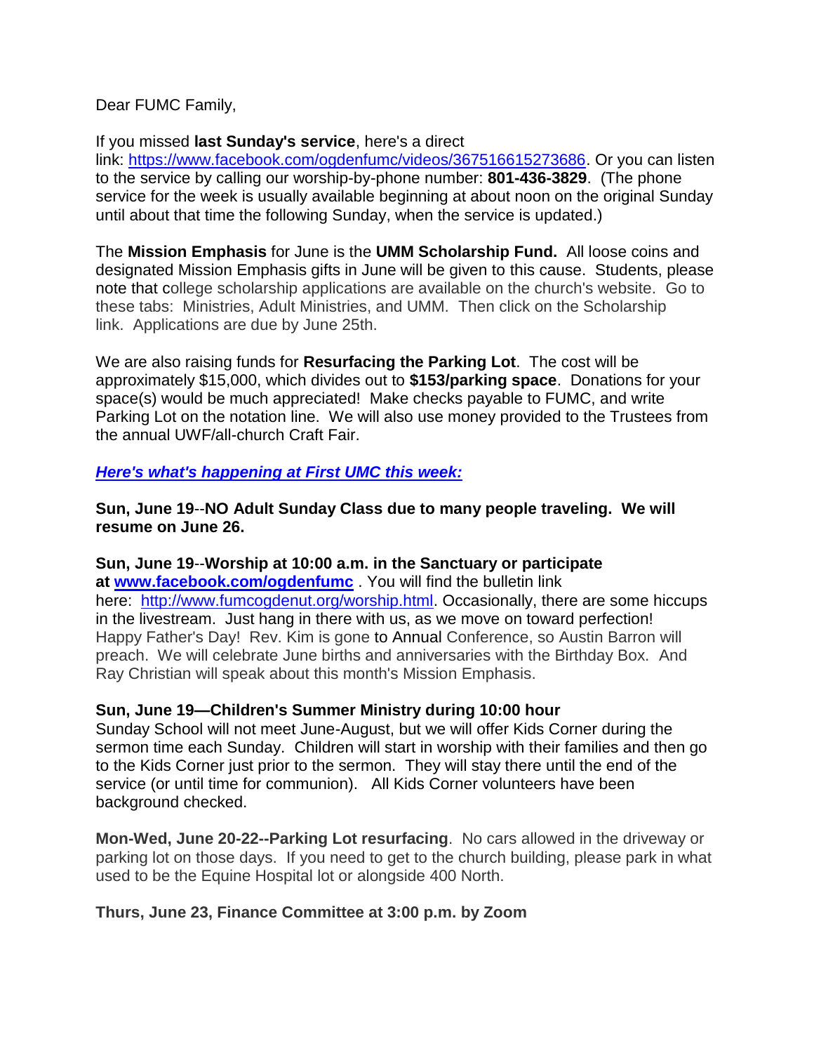Dear FUMC Family,

If you missed **last Sunday's service**, here's a direct link: [https://www.facebook.com/ogdenfumc/videos/367516615273686](https://www.facebook.com/ogdenfumc/videos/367516615273686). Or you can listen to the service by calling our worship-by-phone number: **801-436-3829**. (The phone service for the week is usually available beginning at about noon on the original Sunday until about that time the following Sunday, when the service is updated.)

The **Mission Emphasis** for June is the **UMM Scholarship Fund.** All loose coins and designated Mission Emphasis gifts in June will be given to this cause. Students, please note that college scholarship applications are available on the church's website. Go to these tabs: Ministries, Adult Ministries, and UMM. Then click on the Scholarship link. Applications are due by June 25th.

We are also raising funds for **Resurfacing the Parking Lot**. The cost will be approximately $15,000, which divides out to **$153/parking space**. Donations for your space(s) would be much appreciated! Make checks payable to FUMC, and write Parking Lot on the notation line. We will also use money provided to the Trustees from the annual UWF/all-church Craft Fair.

***Here's what's happening at First UMC this week:***

**Sun, June 19--NO Adult Sunday Class due to many people traveling. We will resume on June 26.**

**Sun, June 19--Worship at 10:00 a.m. in the Sanctuary or participate at [www.facebook.com/ogdenfumc](http://www.facebook.com/ogdenfumc)** . You will find the bulletin link here: [http://www.fumcogdenut.org/worship.html](http://www.fumcogdenut.org/worship.html). Occasionally, there are some hiccups in the livestream. Just hang in there with us, as we move on toward perfection! Happy Father's Day! Rev. Kim is gone to Annual Conference, so Austin Barron will preach. We will celebrate June births and anniversaries with the Birthday Box. And Ray Christian will speak about this month's Mission Emphasis.

**Sun, June 19—Children's Summer Ministry during 10:00 hour**
Sunday School will not meet June-August, but we will offer Kids Corner during the sermon time each Sunday. Children will start in worship with their families and then go to the Kids Corner just prior to the sermon. They will stay there until the end of the service (or until time for communion). All Kids Corner volunteers have been background checked.

**Mon-Wed, June 20-22--Parking Lot resurfacing**. No cars allowed in the driveway or parking lot on those days. If you need to get to the church building, please park in what used to be the Equine Hospital lot or alongside 400 North.

**Thurs, June 23, Finance Committee at 3:00 p.m. by Zoom**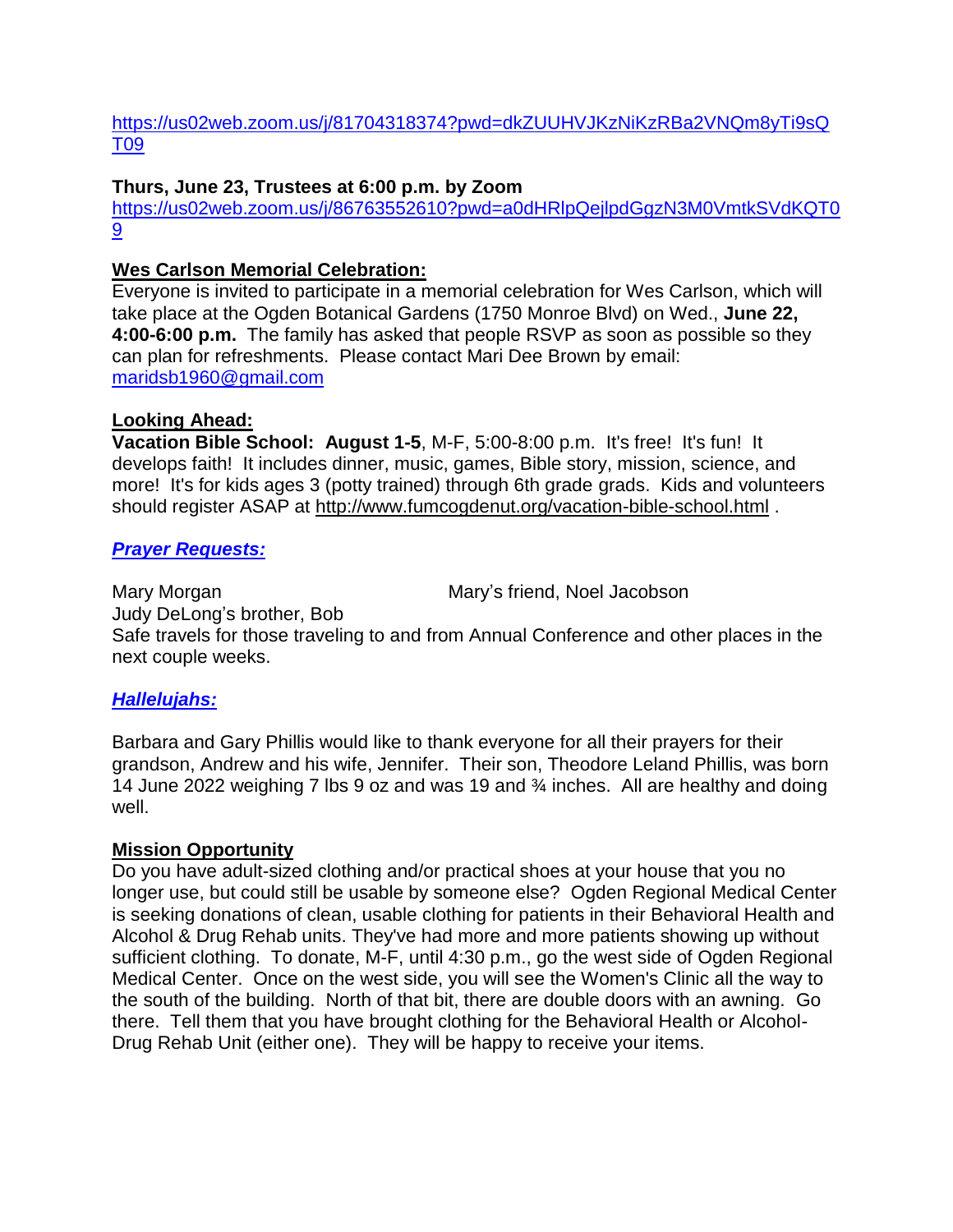https://us02web.zoom.us/j/81704318374?pwd=dkZUUHVJKzNiKzRBa2VNQm8yTi9sQT09

**Thurs, June 23, Trustees at 6:00 p.m. by Zoom**
https://us02web.zoom.us/j/86763552610?pwd=a0dHRlpQejlpdGgzN3M0VmtkSVdKQT09

**Wes Carlson Memorial Celebration:**
Everyone is invited to participate in a memorial celebration for Wes Carlson, which will take place at the Ogden Botanical Gardens (1750 Monroe Blvd) on Wed., **June 22, 4:00-6:00 p.m.** The family has asked that people RSVP as soon as possible so they can plan for refreshments. Please contact Mari Dee Brown by email: maridsb1960@gmail.com

**Looking Ahead:**
**Vacation Bible School: August 1-5**, M-F, 5:00-8:00 p.m. It's free! It's fun! It develops faith! It includes dinner, music, games, Bible story, mission, science, and more! It's for kids ages 3 (potty trained) through 6th grade grads. Kids and volunteers should register ASAP at http://www.fumcogdenut.org/vacation-bible-school.html .

***Prayer Requests:***

Mary Morgan
Mary's friend, Noel Jacobson
Judy DeLong's brother, Bob
Safe travels for those traveling to and from Annual Conference and other places in the next couple weeks.

***Hallelujahs:***

Barbara and Gary Phillis would like to thank everyone for all their prayers for their grandson, Andrew and his wife, Jennifer. Their son, Theodore Leland Phillis, was born 14 June 2022 weighing 7 lbs 9 oz and was 19 and ¾ inches. All are healthy and doing well.

**Mission Opportunity**
Do you have adult-sized clothing and/or practical shoes at your house that you no longer use, but could still be usable by someone else? Ogden Regional Medical Center is seeking donations of clean, usable clothing for patients in their Behavioral Health and Alcohol & Drug Rehab units. They've had more and more patients showing up without sufficient clothing. To donate, M-F, until 4:30 p.m., go the west side of Ogden Regional Medical Center. Once on the west side, you will see the Women's Clinic all the way to the south of the building. North of that bit, there are double doors with an awning. Go there. Tell them that you have brought clothing for the Behavioral Health or Alcohol-Drug Rehab Unit (either one). They will be happy to receive your items.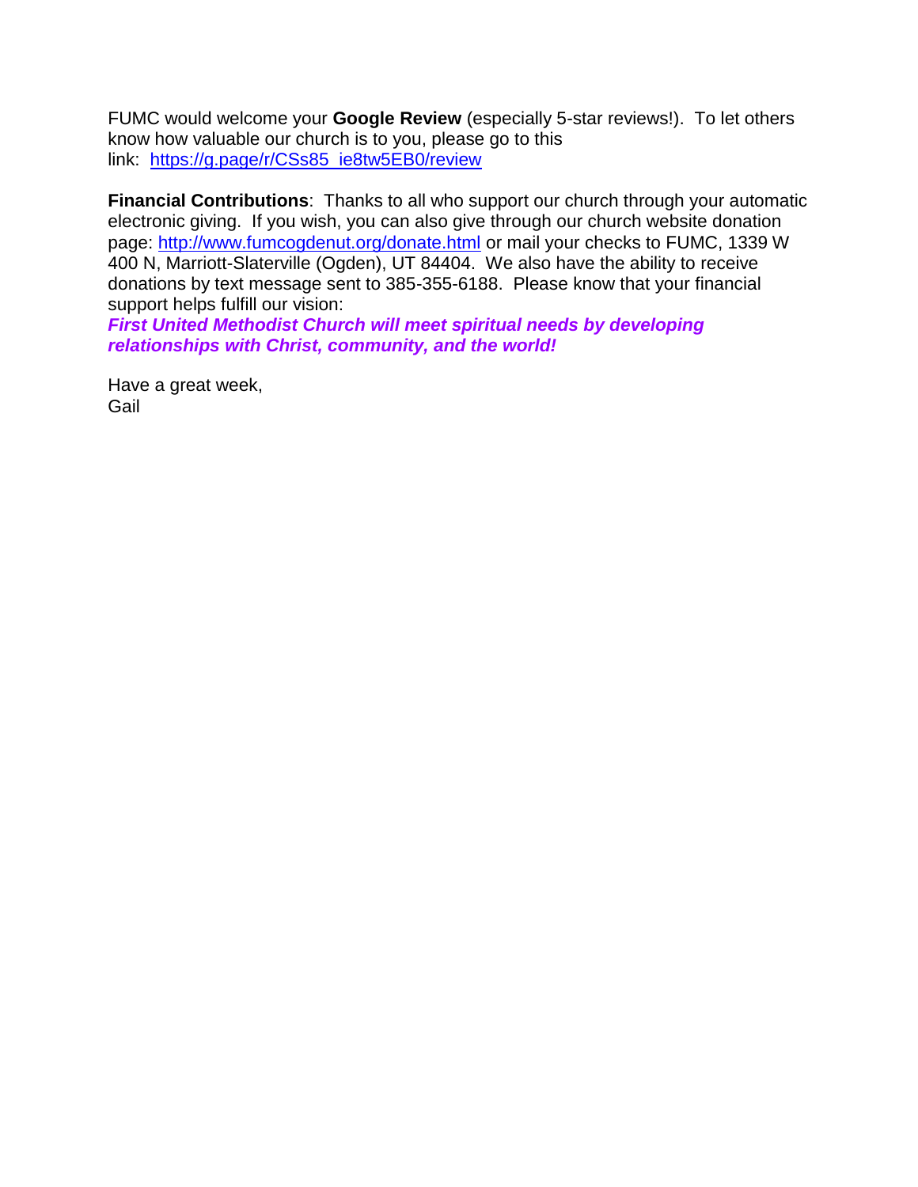FUMC would welcome your **Google Review** (especially 5-star reviews!). To let others know how valuable our church is to you, please go to this link: [https://g.page/r/CSs85_ie8tw5EB0/review](https://g.page/r/CSs85_ie8tw5EB0/review)

**Financial Contributions**: Thanks to all who support our church through your automatic electronic giving. If you wish, you can also give through our church website donation page: [http://www.fumcogdenut.org/donate.html](http://www.fumcogdenut.org/donate.html) or mail your checks to FUMC, 1339 W 400 N, Marriott-Slaterville (Ogden), UT 84404. We also have the ability to receive donations by text message sent to 385-355-6188. Please know that your financial support helps fulfill our vision:
***First United Methodist Church will meet spiritual needs by developing relationships with Christ, community, and the world!***

Have a great week,
Gail